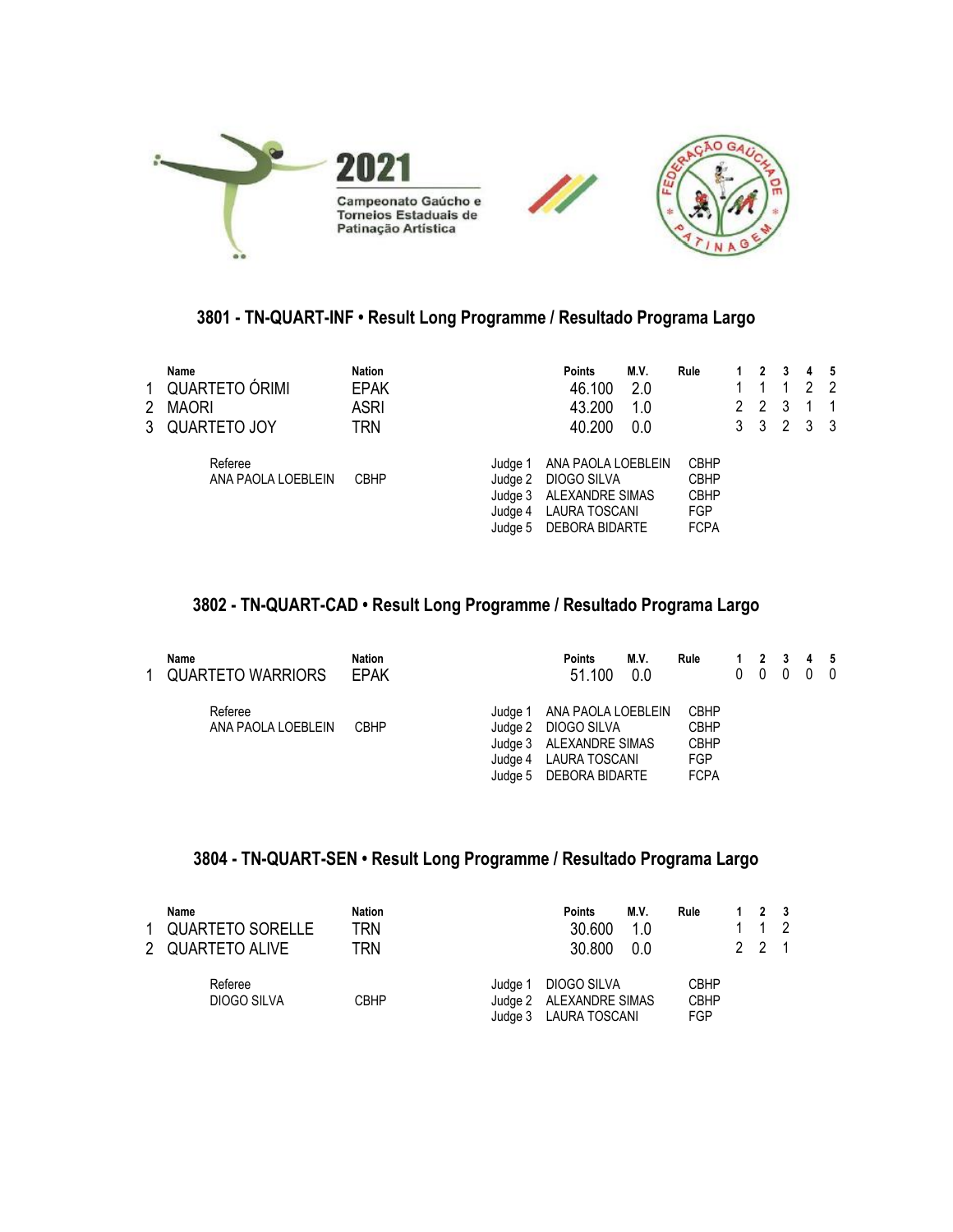2021

Campeonato Gaúcho e Torneios Estaduais de Patinação Artística

### 3801 - TN-QUART-INF • Result Long Programme / Resultado Programa Largo

| | Name | Nation | Points | M.V. | Rule | 1 | 2 | 3 | 4 | 5 |
|---|---|---|---|---|---|---|---|---|---|---|
| 1 | QUARTETO ÓRIMI | EPAK | 46.100 | 2.0 | | 1 | 1 | 1 | 2 | 2 |
| 2 | MAORI | ASRI | 43.200 | 1.0 | | 2 | 2 | 3 | 1 | 1 |
| 3 | QUARTETO JOY | TRN | 40.200 | 0.0 | | 3 | 3 | 2 | 3 | 3 |

Referee
ANA PAOLA LOEBLEIN CBHP

| | | |
|---|---|---|
| Judge 1 | ANA PAOLA LOEBLEIN | CBHP |
| Judge 2 | DIOGO SILVA | CBHP |
| Judge 3 | ALEXANDRE SIMAS | CBHP |
| Judge 4 | LAURA TOSCANI | FGP |
| Judge 5 | DEBORA BIDARTE | FCPA |

### 3802 - TN-QUART-CAD • Result Long Programme / Resultado Programa Largo

| | Name | Nation | Points | M.V. | Rule | 1 | 2 | 3 | 4 | 5 |
|---|---|---|---|---|---|---|---|---|---|---|
| 1 | QUARTETO WARRIORS | EPAK | 51.100 | 0.0 | | 0 | 0 | 0 | 0 | 0 |

Referee
ANA PAOLA LOEBLEIN CBHP

| | | |
|---|---|---|
| Judge 1 | ANA PAOLA LOEBLEIN | CBHP |
| Judge 2 | DIOGO SILVA | CBHP |
| Judge 3 | ALEXANDRE SIMAS | CBHP |
| Judge 4 | LAURA TOSCANI | FGP |
| Judge 5 | DEBORA BIDARTE | FCPA |

### 3804 - TN-QUART-SEN • Result Long Programme / Resultado Programa Largo

| | Name | Nation | Points | M.V. | Rule | 1 | 2 | 3 |
|---|---|---|---|---|---|---|---|---|
| 1 | QUARTETO SORELLE | TRN | 30.600 | 1.0 | | 1 | 1 | 2 |
| 2 | QUARTETO ALIVE | TRN | 30.800 | 0.0 | | 2 | 2 | 1 |

Referee
DIOGO SILVA CBHP

| | | |
|---|---|---|
| Judge 1 | DIOGO SILVA | CBHP |
| Judge 2 | ALEXANDRE SIMAS | CBHP |
| Judge 3 | LAURA TOSCANI | FGP |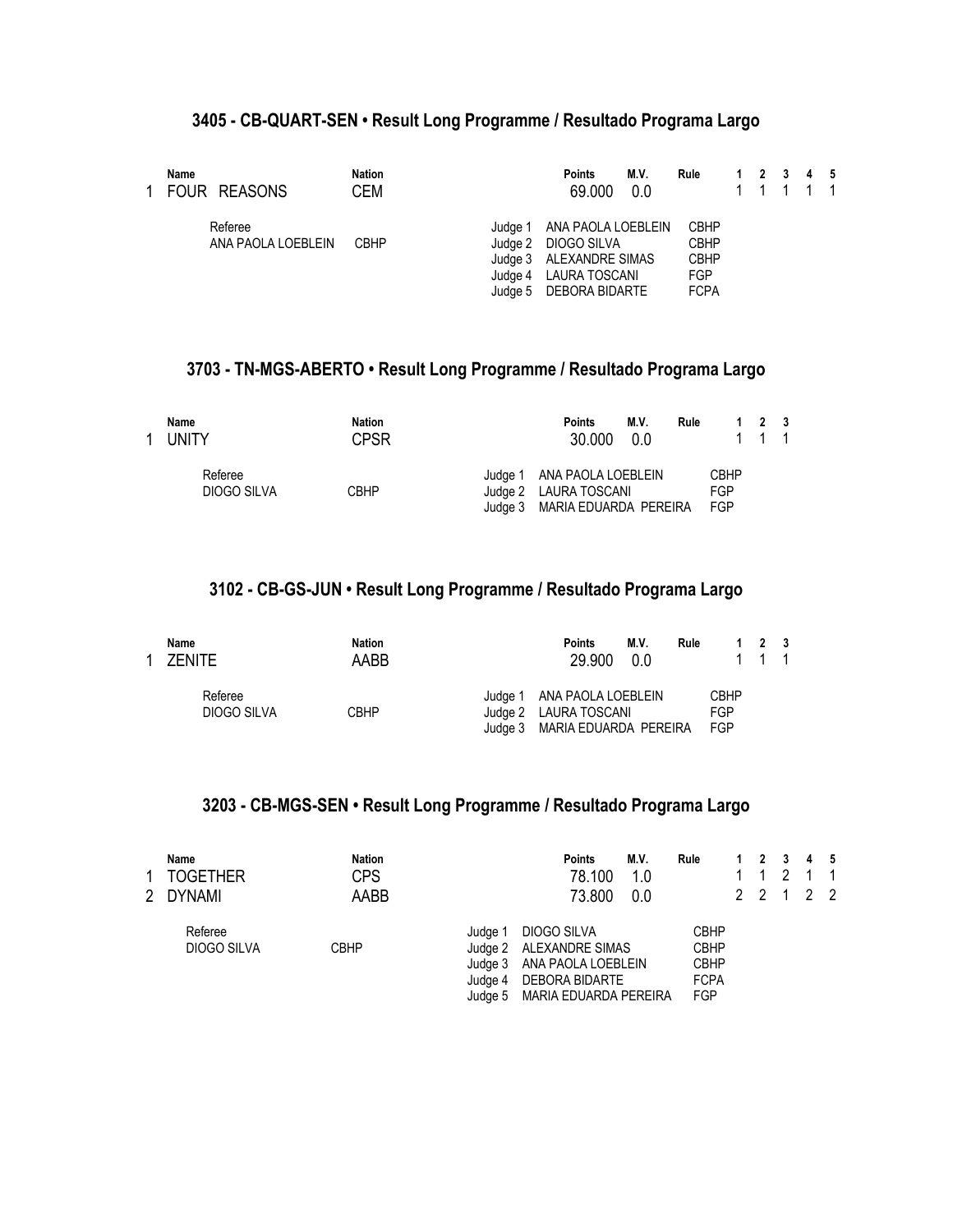## 3405 - CB-QUART-SEN • Result Long Programme / Resultado Programa Largo

| | Name | Nation | Points | M.V. | Rule | 1 | 2 | 3 | 4 | 5 |
|---|---|---|---|---|---|---|---|---|---|---|
| 1 | FOUR REASONS | CEM | 69.000 | 0.0 | | 1 | 1 | 1 | 1 | 1 |

| Referee | | Judges | | |
|---|---|---|---|---|
| ANA PAOLA LOEBLEIN | CBHP | Judge 1 | ANA PAOLA LOEBLEIN | CBHP |
| | | Judge 2 | DIOGO SILVA | CBHP |
| | | Judge 3 | ALEXANDRE SIMAS | CBHP |
| | | Judge 4 | LAURA TOSCANI | FGP |
| | | Judge 5 | DEBORA BIDARTE | FCPA |

## 3703 - TN-MGS-ABERTO • Result Long Programme / Resultado Programa Largo

| | Name | Nation | Points | M.V. | Rule | 1 | 2 | 3 |
|---|---|---|---|---|---|---|---|---|
| 1 | UNITY | CPSR | 30.000 | 0.0 | | 1 | 1 | 1 |

| Referee | | Judges | | |
|---|---|---|---|---|
| DIOGO SILVA | CBHP | Judge 1 | ANA PAOLA LOEBLEIN | CBHP |
| | | Judge 2 | LAURA TOSCANI | FGP |
| | | Judge 3 | MARIA EDUARDA PEREIRA | FGP |

## 3102 - CB-GS-JUN • Result Long Programme / Resultado Programa Largo

| | Name | Nation | Points | M.V. | Rule | 1 | 2 | 3 |
|---|---|---|---|---|---|---|---|---|
| 1 | ZENITE | AABB | 29.900 | 0.0 | | 1 | 1 | 1 |

| Referee | | Judges | | |
|---|---|---|---|---|
| DIOGO SILVA | CBHP | Judge 1 | ANA PAOLA LOEBLEIN | CBHP |
| | | Judge 2 | LAURA TOSCANI | FGP |
| | | Judge 3 | MARIA EDUARDA PEREIRA | FGP |

## 3203 - CB-MGS-SEN • Result Long Programme / Resultado Programa Largo

| | Name | Nation | Points | M.V. | Rule | 1 | 2 | 3 | 4 | 5 |
|---|---|---|---|---|---|---|---|---|---|---|
| 1 | TOGETHER | CPS | 78.100 | 1.0 | | 1 | 1 | 2 | 1 | 1 |
| 2 | DYNAMI | AABB | 73.800 | 0.0 | | 2 | 2 | 1 | 2 | 2 |

| Referee | | Judges | | |
|---|---|---|---|---|
| DIOGO SILVA | CBHP | Judge 1 | DIOGO SILVA | CBHP |
| | | Judge 2 | ALEXANDRE SIMAS | CBHP |
| | | Judge 3 | ANA PAOLA LOEBLEIN | CBHP |
| | | Judge 4 | DEBORA BIDARTE | FCPA |
| | | Judge 5 | MARIA EDUARDA PEREIRA | FGP |